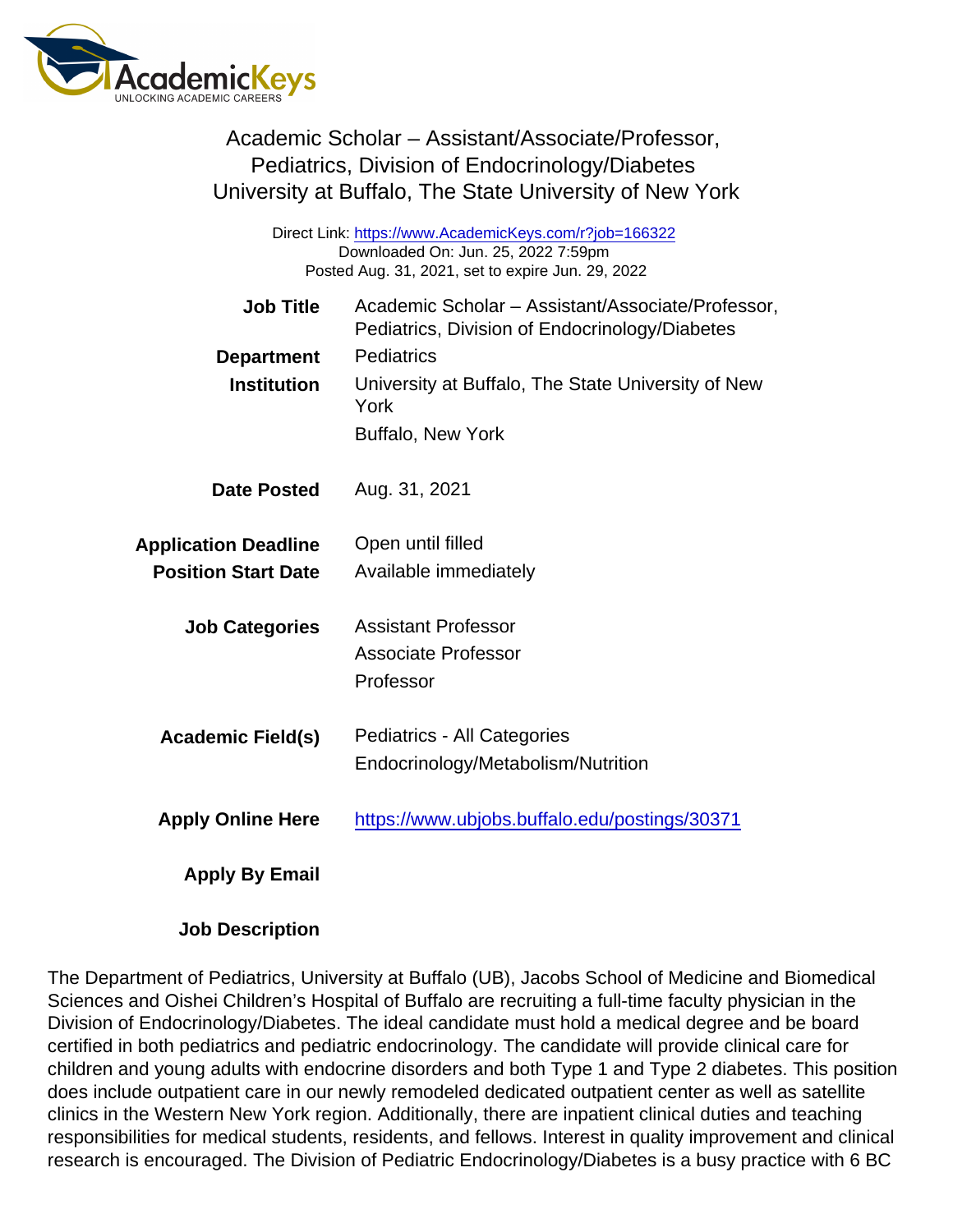# Academic Scholar – Assistant/Associate/Professor, Pediatrics, Division of Endocrinology/Diabetes

## University at Buffalo, The State University of New York

Direct Link: https://www.AcademicKeys.com/r?job=166322
Downloaded On: Jun. 25, 2022 7:59pm
Posted Aug. 31, 2021, set to expire Jun. 29, 2022

**Job Title** Academic Scholar – Assistant/Associate/Professor, Pediatrics, Division of Endocrinology/Diabetes

**Department** Pediatrics

**Institution** University at Buffalo, The State University of New York
Buffalo, New York

**Date Posted** Aug. 31, 2021

**Application Deadline** Open until filled

**Position Start Date** Available immediately

**Job Categories** Assistant Professor
Associate Professor
Professor

**Academic Field(s)** Pediatrics - All Categories
Endocrinology/Metabolism/Nutrition

**Apply Online Here** https://www.ubjobs.buffalo.edu/postings/30371

**Apply By Email**

**Job Description**

The Department of Pediatrics, University at Buffalo (UB), Jacobs School of Medicine and Biomedical Sciences and Oishei Children's Hospital of Buffalo are recruiting a full-time faculty physician in the Division of Endocrinology/Diabetes. The ideal candidate must hold a medical degree and be board certified in both pediatrics and pediatric endocrinology. The candidate will provide clinical care for children and young adults with endocrine disorders and both Type 1 and Type 2 diabetes. This position does include outpatient care in our newly remodeled dedicated outpatient center as well as satellite clinics in the Western New York region. Additionally, there are inpatient clinical duties and teaching responsibilities for medical students, residents, and fellows. Interest in quality improvement and clinical research is encouraged. The Division of Pediatric Endocrinology/Diabetes is a busy practice with 6 BC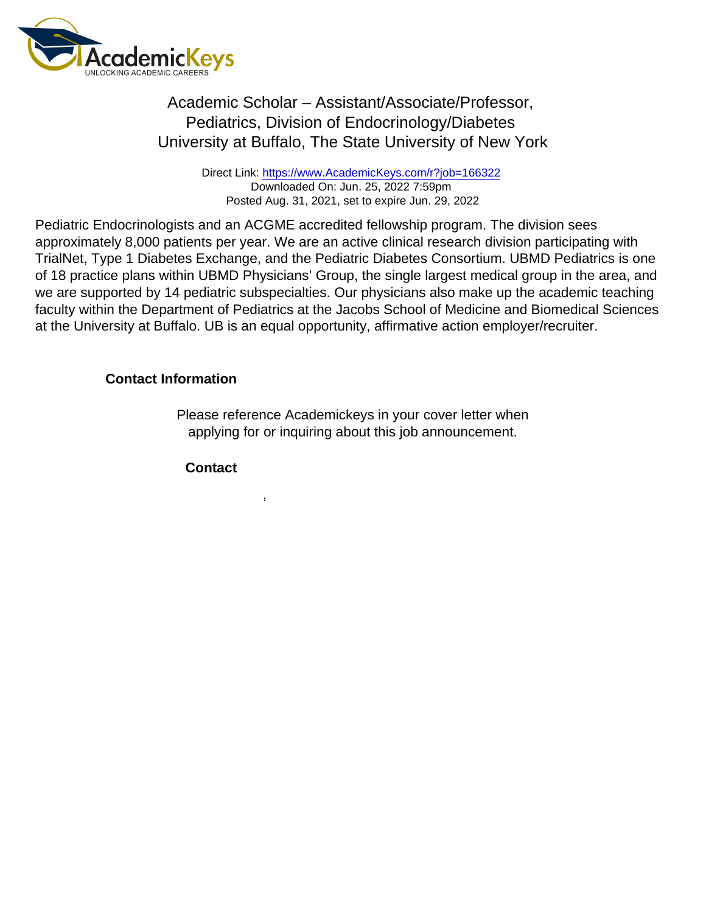Academic Scholar – Assistant/Associate/Professor, Pediatrics, Division of Endocrinology/Diabetes
University at Buffalo, The State University of New York

Direct Link: https://www.AcademicKeys.com/r?job=166322
Downloaded On: Jun. 25, 2022 7:59pm
Posted Aug. 31, 2021, set to expire Jun. 29, 2022

Pediatric Endocrinologists and an ACGME accredited fellowship program. The division sees approximately 8,000 patients per year. We are an active clinical research division participating with TrialNet, Type 1 Diabetes Exchange, and the Pediatric Diabetes Consortium. UBMD Pediatrics is one of 18 practice plans within UBMD Physicians' Group, the single largest medical group in the area, and we are supported by 14 pediatric subspecialties. Our physicians also make up the academic teaching faculty within the Department of Pediatrics at the Jacobs School of Medicine and Biomedical Sciences at the University at Buffalo. UB is an equal opportunity, affirmative action employer/recruiter.

**Contact Information**

Please reference Academickeys in your cover letter when applying for or inquiring about this job announcement.

**Contact**

,